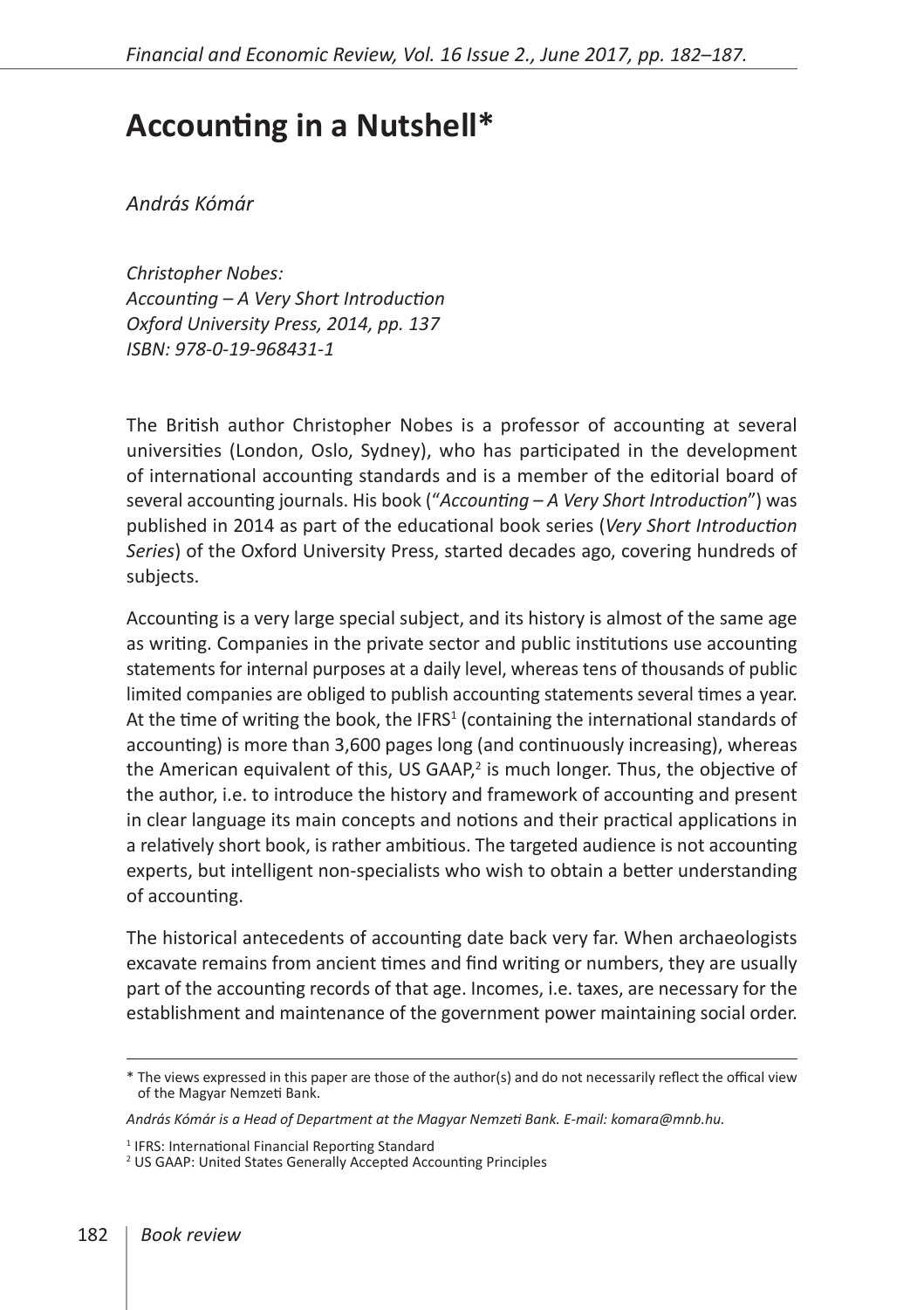# Accounting in a Nutshell*

*András Kómár*

*Christopher Nobes:*
*Accounting – A Very Short Introduction*
*Oxford University Press, 2014, pp. 137*
*ISBN: 978-0-19-968431-1*

The British author Christopher Nobes is a professor of accounting at several universities (London, Oslo, Sydney), who has participated in the development of international accounting standards and is a member of the editorial board of several accounting journals. His book ("*Accounting – A Very Short Introduction*") was published in 2014 as part of the educational book series (*Very Short Introduction Series*) of the Oxford University Press, started decades ago, covering hundreds of subjects.

Accounting is a very large special subject, and its history is almost of the same age as writing. Companies in the private sector and public institutions use accounting statements for internal purposes at a daily level, whereas tens of thousands of public limited companies are obliged to publish accounting statements several times a year. At the time of writing the book, the IFRS[1] (containing the international standards of accounting) is more than 3,600 pages long (and continuously increasing), whereas the American equivalent of this, US GAAP,[2] is much longer. Thus, the objective of the author, i.e. to introduce the history and framework of accounting and present in clear language its main concepts and notions and their practical applications in a relatively short book, is rather ambitious. The targeted audience is not accounting experts, but intelligent non-specialists who wish to obtain a better understanding of accounting.

The historical antecedents of accounting date back very far. When archaeologists excavate remains from ancient times and find writing or numbers, they are usually part of the accounting records of that age. Incomes, i.e. taxes, are necessary for the establishment and maintenance of the government power maintaining social order.

---

\* The views expressed in this paper are those of the author(s) and do not necessarily reflect the offical view of the Magyar Nemzeti Bank.

*András Kómár is a Head of Department at the Magyar Nemzeti Bank. E-mail: komara@mnb.hu.*

[1] IFRS: International Financial Reporting Standard

[2] US GAAP: United States Generally Accepted Accounting Principles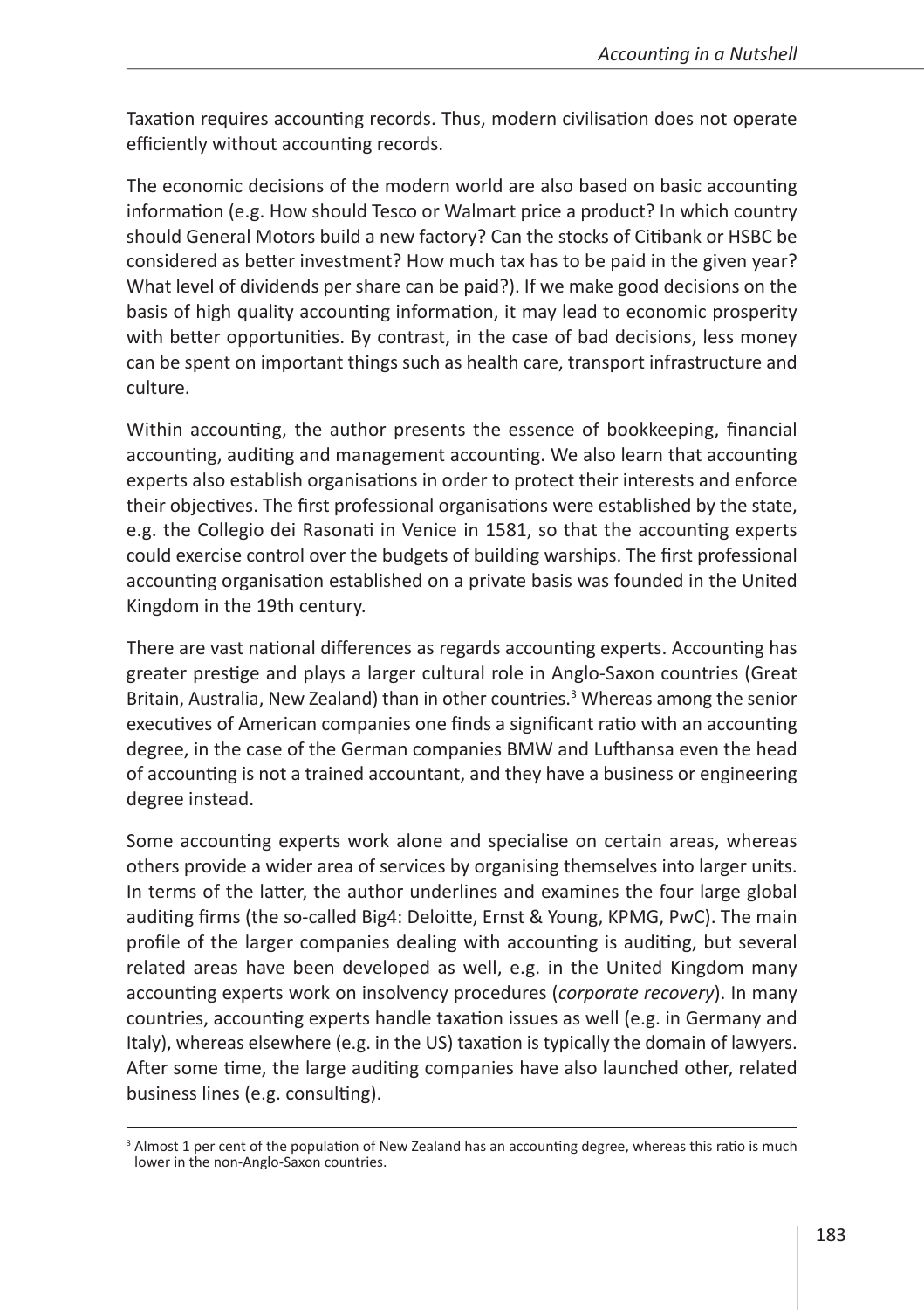Taxation requires accounting records. Thus, modern civilisation does not operate efficiently without accounting records.

The economic decisions of the modern world are also based on basic accounting information (e.g. How should Tesco or Walmart price a product? In which country should General Motors build a new factory? Can the stocks of Citibank or HSBC be considered as better investment? How much tax has to be paid in the given year? What level of dividends per share can be paid?). If we make good decisions on the basis of high quality accounting information, it may lead to economic prosperity with better opportunities. By contrast, in the case of bad decisions, less money can be spent on important things such as health care, transport infrastructure and culture.

Within accounting, the author presents the essence of bookkeeping, financial accounting, auditing and management accounting. We also learn that accounting experts also establish organisations in order to protect their interests and enforce their objectives. The first professional organisations were established by the state, e.g. the Collegio dei Rasonati in Venice in 1581, so that the accounting experts could exercise control over the budgets of building warships. The first professional accounting organisation established on a private basis was founded in the United Kingdom in the 19th century.

There are vast national differences as regards accounting experts. Accounting has greater prestige and plays a larger cultural role in Anglo-Saxon countries (Great Britain, Australia, New Zealand) than in other countries.[3] Whereas among the senior executives of American companies one finds a significant ratio with an accounting degree, in the case of the German companies BMW and Lufthansa even the head of accounting is not a trained accountant, and they have a business or engineering degree instead.

Some accounting experts work alone and specialise on certain areas, whereas others provide a wider area of services by organising themselves into larger units. In terms of the latter, the author underlines and examines the four large global auditing firms (the so-called Big4: Deloitte, Ernst & Young, KPMG, PwC). The main profile of the larger companies dealing with accounting is auditing, but several related areas have been developed as well, e.g. in the United Kingdom many accounting experts work on insolvency procedures (*corporate recovery*). In many countries, accounting experts handle taxation issues as well (e.g. in Germany and Italy), whereas elsewhere (e.g. in the US) taxation is typically the domain of lawyers. After some time, the large auditing companies have also launched other, related business lines (e.g. consulting).

---

[3] Almost 1 per cent of the population of New Zealand has an accounting degree, whereas this ratio is much lower in the non-Anglo-Saxon countries.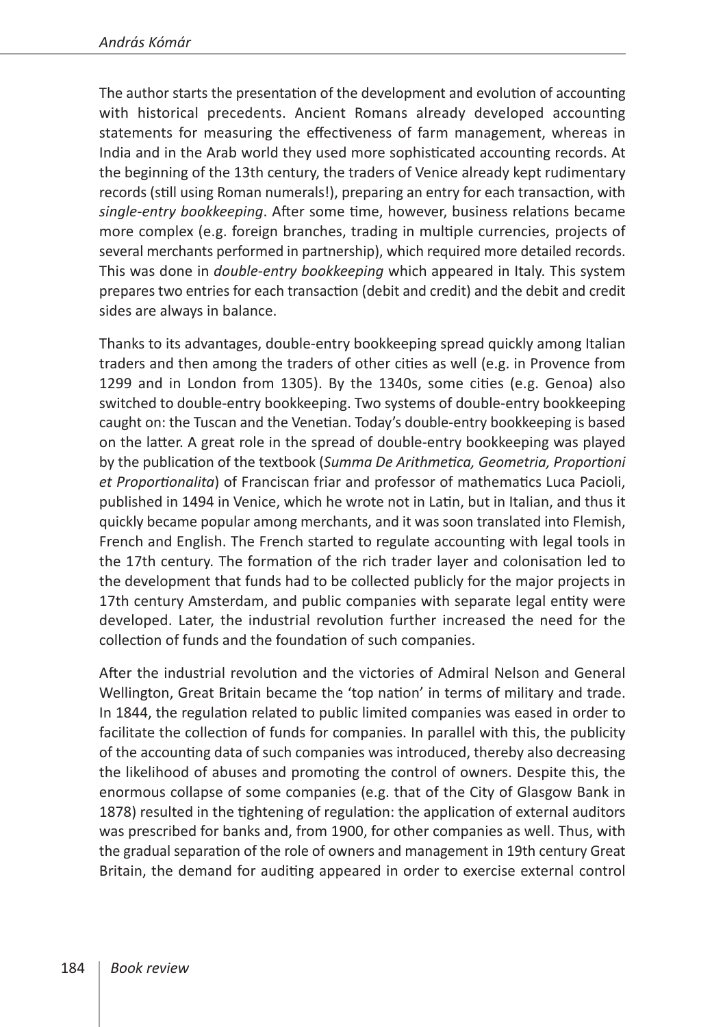The author starts the presentation of the development and evolution of accounting with historical precedents. Ancient Romans already developed accounting statements for measuring the effectiveness of farm management, whereas in India and in the Arab world they used more sophisticated accounting records. At the beginning of the 13th century, the traders of Venice already kept rudimentary records (still using Roman numerals!), preparing an entry for each transaction, with *single-entry bookkeeping*. After some time, however, business relations became more complex (e.g. foreign branches, trading in multiple currencies, projects of several merchants performed in partnership), which required more detailed records. This was done in *double-entry bookkeeping* which appeared in Italy. This system prepares two entries for each transaction (debit and credit) and the debit and credit sides are always in balance.

Thanks to its advantages, double-entry bookkeeping spread quickly among Italian traders and then among the traders of other cities as well (e.g. in Provence from 1299 and in London from 1305). By the 1340s, some cities (e.g. Genoa) also switched to double-entry bookkeeping. Two systems of double-entry bookkeeping caught on: the Tuscan and the Venetian. Today's double-entry bookkeeping is based on the latter. A great role in the spread of double-entry bookkeeping was played by the publication of the textbook (*Summa De Arithmetica, Geometria, Proportioni et Proportionalita*) of Franciscan friar and professor of mathematics Luca Pacioli, published in 1494 in Venice, which he wrote not in Latin, but in Italian, and thus it quickly became popular among merchants, and it was soon translated into Flemish, French and English. The French started to regulate accounting with legal tools in the 17th century. The formation of the rich trader layer and colonisation led to the development that funds had to be collected publicly for the major projects in 17th century Amsterdam, and public companies with separate legal entity were developed. Later, the industrial revolution further increased the need for the collection of funds and the foundation of such companies.

After the industrial revolution and the victories of Admiral Nelson and General Wellington, Great Britain became the 'top nation' in terms of military and trade. In 1844, the regulation related to public limited companies was eased in order to facilitate the collection of funds for companies. In parallel with this, the publicity of the accounting data of such companies was introduced, thereby also decreasing the likelihood of abuses and promoting the control of owners. Despite this, the enormous collapse of some companies (e.g. that of the City of Glasgow Bank in 1878) resulted in the tightening of regulation: the application of external auditors was prescribed for banks and, from 1900, for other companies as well. Thus, with the gradual separation of the role of owners and management in 19th century Great Britain, the demand for auditing appeared in order to exercise external control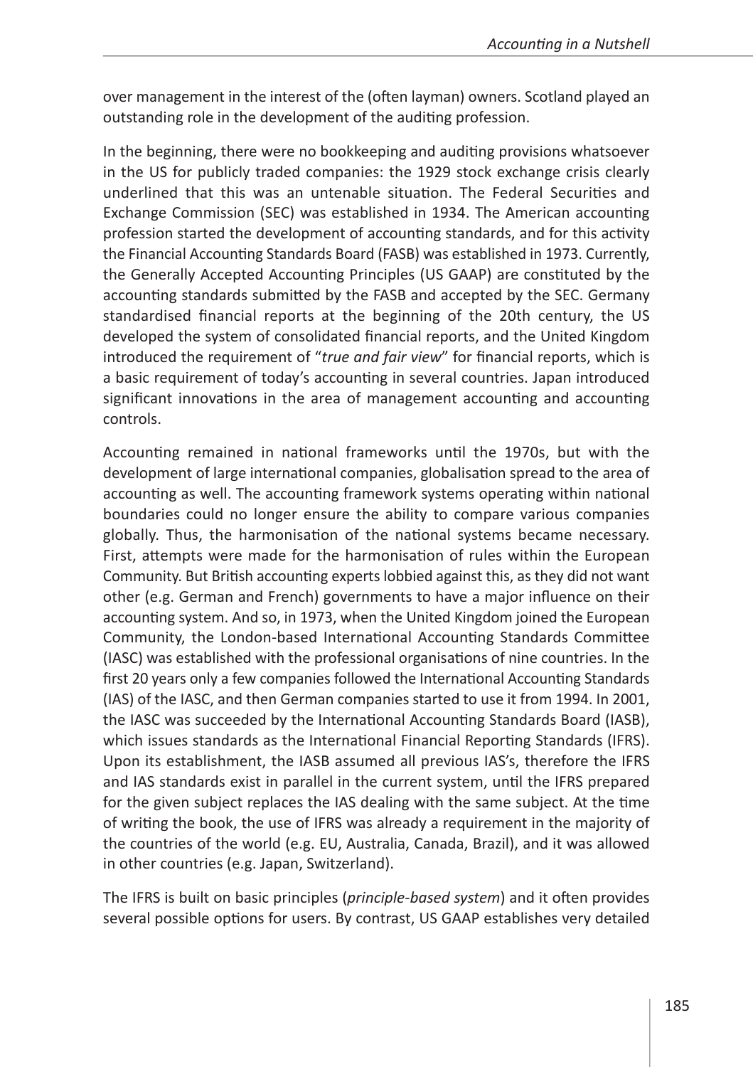over management in the interest of the (often layman) owners. Scotland played an outstanding role in the development of the auditing profession.

In the beginning, there were no bookkeeping and auditing provisions whatsoever in the US for publicly traded companies: the 1929 stock exchange crisis clearly underlined that this was an untenable situation. The Federal Securities and Exchange Commission (SEC) was established in 1934. The American accounting profession started the development of accounting standards, and for this activity the Financial Accounting Standards Board (FASB) was established in 1973. Currently, the Generally Accepted Accounting Principles (US GAAP) are constituted by the accounting standards submitted by the FASB and accepted by the SEC. Germany standardised financial reports at the beginning of the 20th century, the US developed the system of consolidated financial reports, and the United Kingdom introduced the requirement of "*true and fair view*" for financial reports, which is a basic requirement of today's accounting in several countries. Japan introduced significant innovations in the area of management accounting and accounting controls.

Accounting remained in national frameworks until the 1970s, but with the development of large international companies, globalisation spread to the area of accounting as well. The accounting framework systems operating within national boundaries could no longer ensure the ability to compare various companies globally. Thus, the harmonisation of the national systems became necessary. First, attempts were made for the harmonisation of rules within the European Community. But British accounting experts lobbied against this, as they did not want other (e.g. German and French) governments to have a major influence on their accounting system. And so, in 1973, when the United Kingdom joined the European Community, the London-based International Accounting Standards Committee (IASC) was established with the professional organisations of nine countries. In the first 20 years only a few companies followed the International Accounting Standards (IAS) of the IASC, and then German companies started to use it from 1994. In 2001, the IASC was succeeded by the International Accounting Standards Board (IASB), which issues standards as the International Financial Reporting Standards (IFRS). Upon its establishment, the IASB assumed all previous IAS's, therefore the IFRS and IAS standards exist in parallel in the current system, until the IFRS prepared for the given subject replaces the IAS dealing with the same subject. At the time of writing the book, the use of IFRS was already a requirement in the majority of the countries of the world (e.g. EU, Australia, Canada, Brazil), and it was allowed in other countries (e.g. Japan, Switzerland).

The IFRS is built on basic principles (*principle-based system*) and it often provides several possible options for users. By contrast, US GAAP establishes very detailed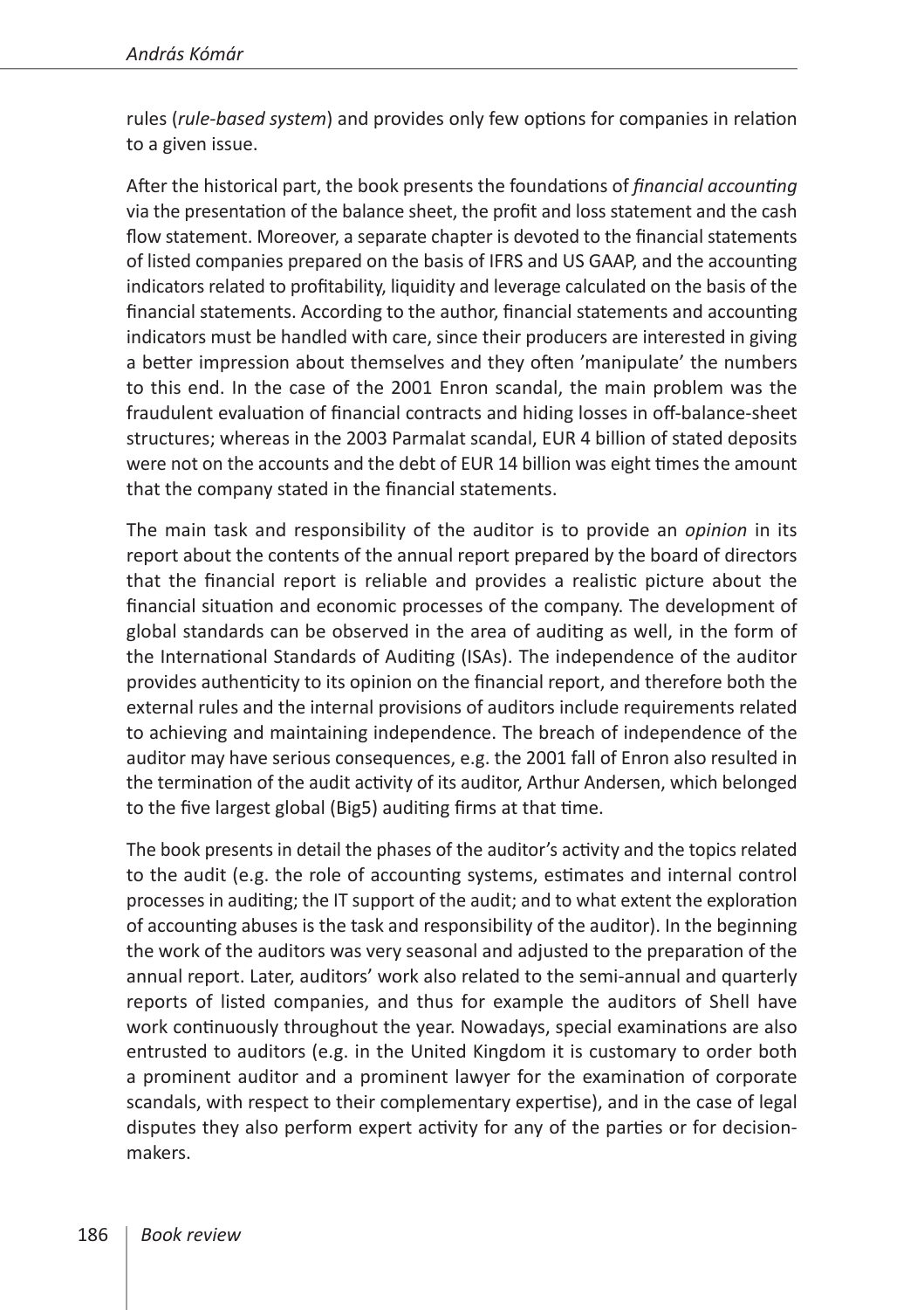rules (*rule-based system*) and provides only few options for companies in relation to a given issue.

After the historical part, the book presents the foundations of *financial accounting* via the presentation of the balance sheet, the profit and loss statement and the cash flow statement. Moreover, a separate chapter is devoted to the financial statements of listed companies prepared on the basis of IFRS and US GAAP, and the accounting indicators related to profitability, liquidity and leverage calculated on the basis of the financial statements. According to the author, financial statements and accounting indicators must be handled with care, since their producers are interested in giving a better impression about themselves and they often 'manipulate' the numbers to this end. In the case of the 2001 Enron scandal, the main problem was the fraudulent evaluation of financial contracts and hiding losses in off-balance-sheet structures; whereas in the 2003 Parmalat scandal, EUR 4 billion of stated deposits were not on the accounts and the debt of EUR 14 billion was eight times the amount that the company stated in the financial statements.

The main task and responsibility of the auditor is to provide an *opinion* in its report about the contents of the annual report prepared by the board of directors that the financial report is reliable and provides a realistic picture about the financial situation and economic processes of the company. The development of global standards can be observed in the area of auditing as well, in the form of the International Standards of Auditing (ISAs). The independence of the auditor provides authenticity to its opinion on the financial report, and therefore both the external rules and the internal provisions of auditors include requirements related to achieving and maintaining independence. The breach of independence of the auditor may have serious consequences, e.g. the 2001 fall of Enron also resulted in the termination of the audit activity of its auditor, Arthur Andersen, which belonged to the five largest global (Big5) auditing firms at that time.

The book presents in detail the phases of the auditor's activity and the topics related to the audit (e.g. the role of accounting systems, estimates and internal control processes in auditing; the IT support of the audit; and to what extent the exploration of accounting abuses is the task and responsibility of the auditor). In the beginning the work of the auditors was very seasonal and adjusted to the preparation of the annual report. Later, auditors' work also related to the semi-annual and quarterly reports of listed companies, and thus for example the auditors of Shell have work continuously throughout the year. Nowadays, special examinations are also entrusted to auditors (e.g. in the United Kingdom it is customary to order both a prominent auditor and a prominent lawyer for the examination of corporate scandals, with respect to their complementary expertise), and in the case of legal disputes they also perform expert activity for any of the parties or for decision-makers.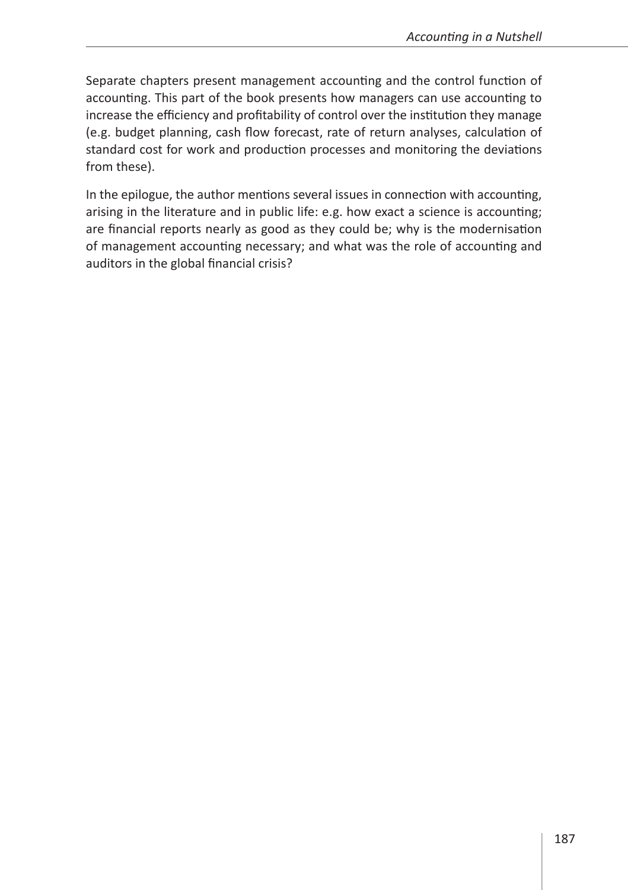Separate chapters present management accounting and the control function of accounting. This part of the book presents how managers can use accounting to increase the efficiency and profitability of control over the institution they manage (e.g. budget planning, cash flow forecast, rate of return analyses, calculation of standard cost for work and production processes and monitoring the deviations from these).

In the epilogue, the author mentions several issues in connection with accounting, arising in the literature and in public life: e.g. how exact a science is accounting; are financial reports nearly as good as they could be; why is the modernisation of management accounting necessary; and what was the role of accounting and auditors in the global financial crisis?